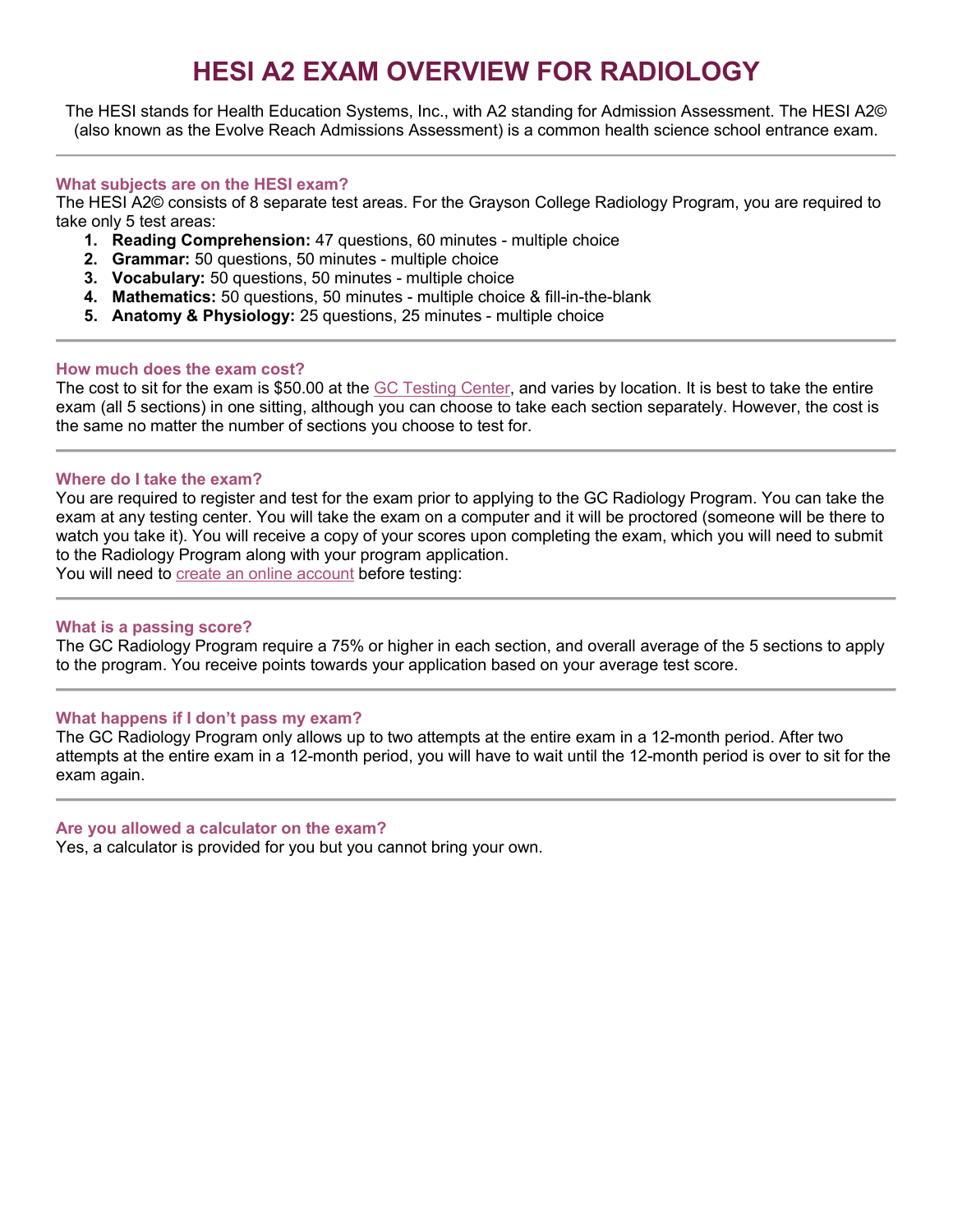# HESI A2 EXAM OVERVIEW FOR RADIOLOGY

The HESI stands for Health Education Systems, Inc., with A2 standing for Admission Assessment. The HESI A2© (also known as the Evolve Reach Admissions Assessment) is a common health science school entrance exam.

---

### What subjects are on the HESI exam?

The HESI A2© consists of 8 separate test areas. For the Grayson College Radiology Program, you are required to take only 5 test areas:

1. **Reading Comprehension:** 47 questions, 60 minutes - multiple choice
2. **Grammar:** 50 questions, 50 minutes - multiple choice
3. **Vocabulary:** 50 questions, 50 minutes - multiple choice
4. **Mathematics:** 50 questions, 50 minutes - multiple choice & fill-in-the-blank
5. **Anatomy & Physiology:** 25 questions, 25 minutes - multiple choice

---

### How much does the exam cost?

The cost to sit for the exam is $50.00 at the GC Testing Center, and varies by location. It is best to take the entire exam (all 5 sections) in one sitting, although you can choose to take each section separately. However, the cost is the same no matter the number of sections you choose to test for.

---

### Where do I take the exam?

You are required to register and test for the exam prior to applying to the GC Radiology Program. You can take the exam at any testing center. You will take the exam on a computer and it will be proctored (someone will be there to watch you take it). You will receive a copy of your scores upon completing the exam, which you will need to submit to the Radiology Program along with your program application.
You will need to create an online account before testing:

---

### What is a passing score?

The GC Radiology Program require a 75% or higher in each section, and overall average of the 5 sections to apply to the program. You receive points towards your application based on your average test score.

---

### What happens if I don't pass my exam?

The GC Radiology Program only allows up to two attempts at the entire exam in a 12-month period. After two attempts at the entire exam in a 12-month period, you will have to wait until the 12-month period is over to sit for the exam again.

---

### Are you allowed a calculator on the exam?

Yes, a calculator is provided for you but you cannot bring your own.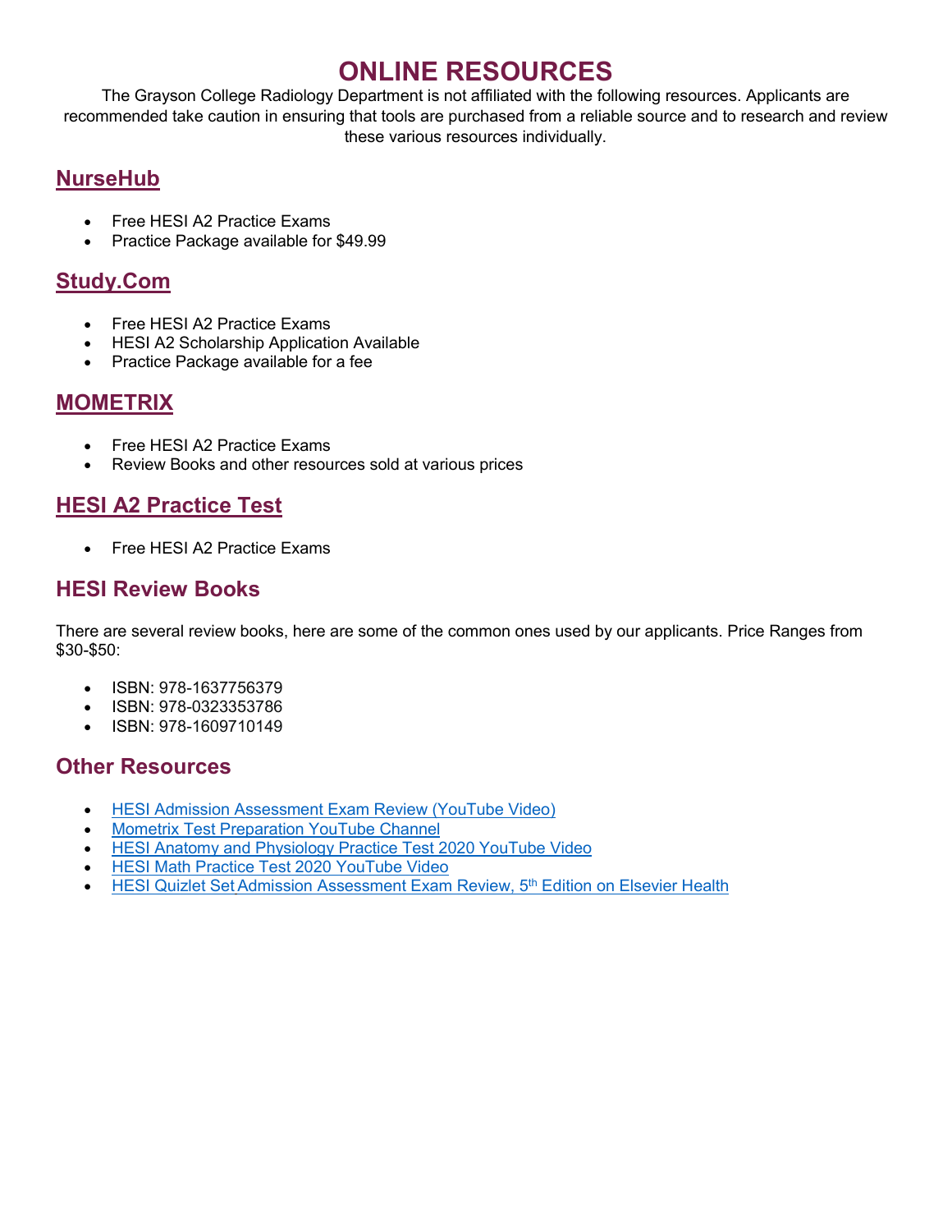# ONLINE RESOURCES

The Grayson College Radiology Department is not affiliated with the following resources. Applicants are recommended take caution in ensuring that tools are purchased from a reliable source and to research and review these various resources individually.

## NurseHub

- Free HESI A2 Practice Exams
- Practice Package available for $49.99

## Study.Com

- Free HESI A2 Practice Exams
- HESI A2 Scholarship Application Available
- Practice Package available for a fee

## MOMETRIX

- Free HESI A2 Practice Exams
- Review Books and other resources sold at various prices

## HESI A2 Practice Test

- Free HESI A2 Practice Exams

## HESI Review Books

There are several review books, here are some of the common ones used by our applicants. Price Ranges from $30-$50:

- ISBN: 978-1637756379
- ISBN: 978-0323353786
- ISBN: 978-1609710149

## Other Resources

- HESI Admission Assessment Exam Review (YouTube Video)
- Mometrix Test Preparation YouTube Channel
- HESI Anatomy and Physiology Practice Test 2020 YouTube Video
- HESI Math Practice Test 2020 YouTube Video
- HESI Quizlet Set Admission Assessment Exam Review, 5th Edition on Elsevier Health